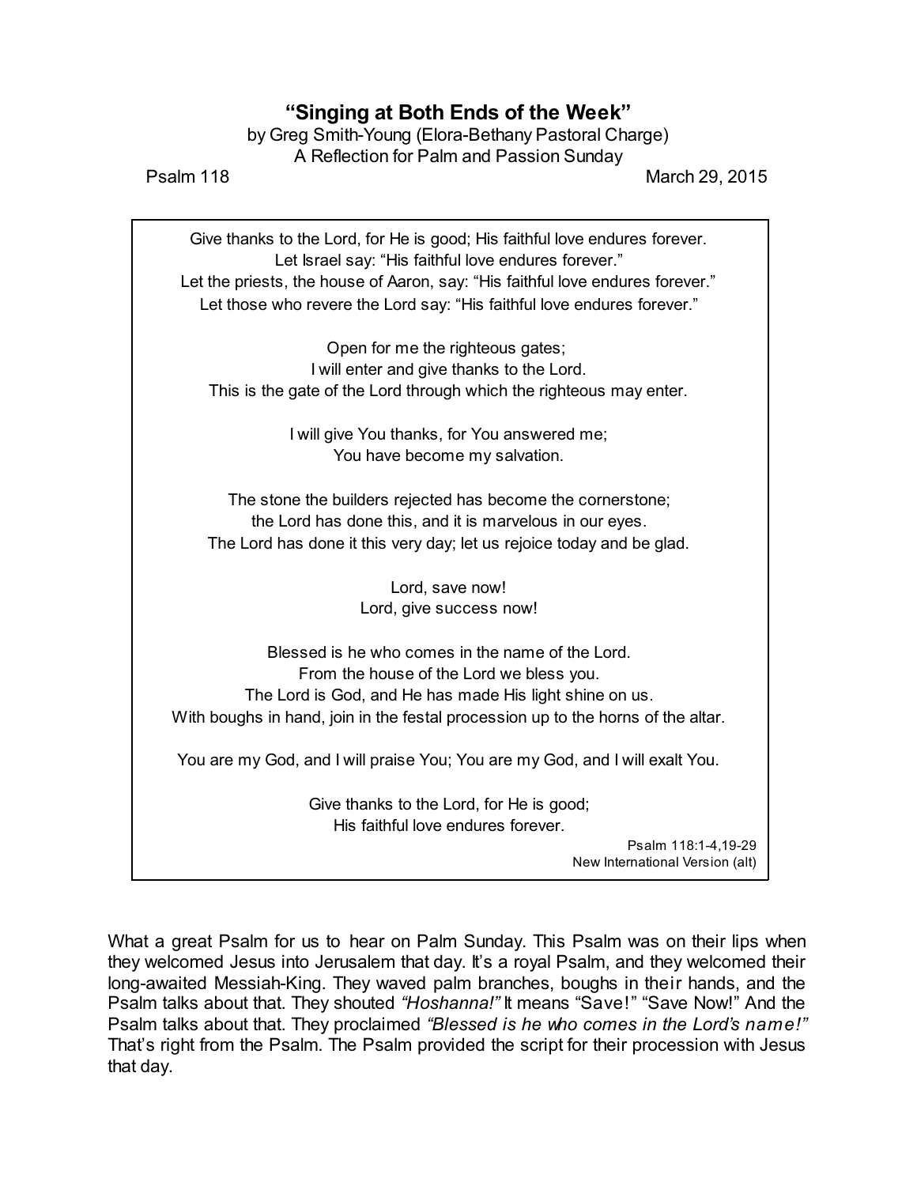# "Singing at Both Ends of the Week"

by Greg Smith-Young (Elora-Bethany Pastoral Charge)
A Reflection for Palm and Passion Sunday

Psalm 118 — March 29, 2015

> Give thanks to the Lord, for He is good; His faithful love endures forever.
> Let Israel say: "His faithful love endures forever."
> Let the priests, the house of Aaron, say: "His faithful love endures forever."
> Let those who revere the Lord say: "His faithful love endures forever."
>
> Open for me the righteous gates;
> I will enter and give thanks to the Lord.
> This is the gate of the Lord through which the righteous may enter.
>
> I will give You thanks, for You answered me;
> You have become my salvation.
>
> The stone the builders rejected has become the cornerstone;
> the Lord has done this, and it is marvelous in our eyes.
> The Lord has done it this very day; let us rejoice today and be glad.
>
> Lord, save now!
> Lord, give success now!
>
> Blessed is he who comes in the name of the Lord.
> From the house of the Lord we bless you.
> The Lord is God, and He has made His light shine on us.
> With boughs in hand, join in the festal procession up to the horns of the altar.
>
> You are my God, and I will praise You; You are my God, and I will exalt You.
>
> Give thanks to the Lord, for He is good;
> His faithful love endures forever.
>
> Psalm 118:1-4,19-29
> New International Version (alt)

What a great Psalm for us to hear on Palm Sunday. This Psalm was on their lips when they welcomed Jesus into Jerusalem that day. It's a royal Psalm, and they welcomed their long-awaited Messiah-King. They waved palm branches, boughs in their hands, and the Psalm talks about that. They shouted *"Hoshanna!"* It means "Save!" "Save Now!" And the Psalm talks about that. They proclaimed *"Blessed is he who comes in the Lord's name!"* That's right from the Psalm. The Psalm provided the script for their procession with Jesus that day.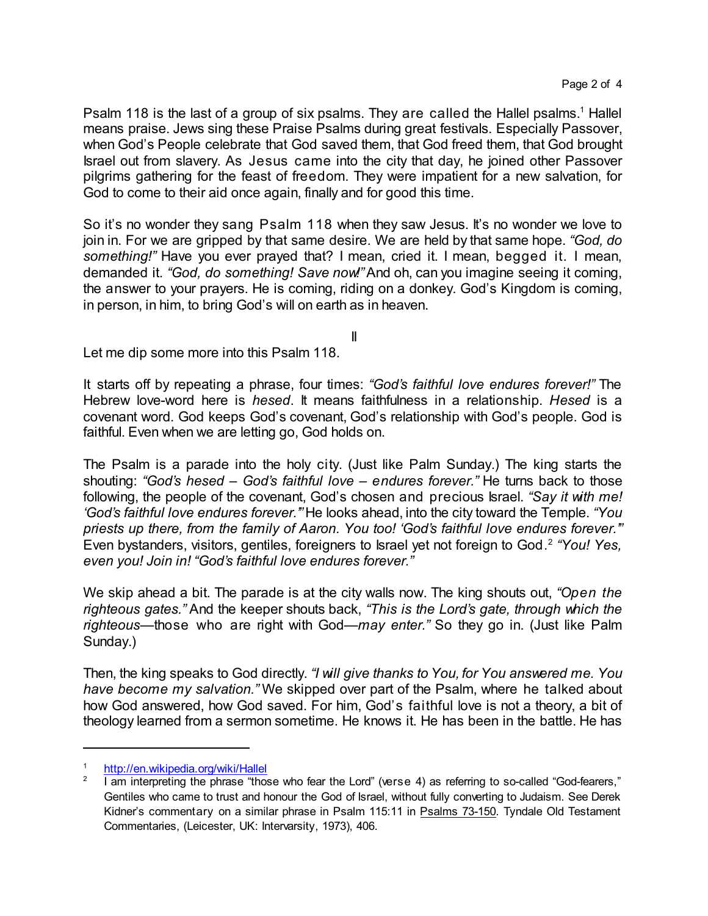Psalm 118 is the last of a group of six psalms. They are called the Hallel psalms.[1] Hallel means praise. Jews sing these Praise Psalms during great festivals. Especially Passover, when God's People celebrate that God saved them, that God freed them, that God brought Israel out from slavery. As Jesus came into the city that day, he joined other Passover pilgrims gathering for the feast of freedom. They were impatient for a new salvation, for God to come to their aid once again, finally and for good this time.

So it's no wonder they sang Psalm 118 when they saw Jesus. It's no wonder we love to join in. For we are gripped by that same desire. We are held by that same hope. *"God, do something!"* Have you ever prayed that? I mean, cried it. I mean, begged it. I mean, demanded it. *"God, do something! Save now!"* And oh, can you imagine seeing it coming, the answer to your prayers. He is coming, riding on a donkey. God's Kingdom is coming, in person, in him, to bring God's will on earth as in heaven.

II

Let me dip some more into this Psalm 118.

It starts off by repeating a phrase, four times: *"God's faithful love endures forever!"* The Hebrew love-word here is *hesed*. It means faithfulness in a relationship. *Hesed* is a covenant word. God keeps God's covenant, God's relationship with God's people. God is faithful. Even when we are letting go, God holds on.

The Psalm is a parade into the holy city. (Just like Palm Sunday.) The king starts the shouting: *"God's hesed – God's faithful love – endures forever."* He turns back to those following, the people of the covenant, God's chosen and precious Israel. *"Say it with me! 'God's faithful love endures forever.'"* He looks ahead, into the city toward the Temple. *"You priests up there, from the family of Aaron. You too! 'God's faithful love endures forever.'"* Even bystanders, visitors, gentiles, foreigners to Israel yet not foreign to God.[2] *"You! Yes, even you! Join in! "God's faithful love endures forever."*

We skip ahead a bit. The parade is at the city walls now. The king shouts out, *"Open the righteous gates."* And the keeper shouts back, *"This is the Lord's gate, through which the righteous*—those who are right with God—*may enter."* So they go in. (Just like Palm Sunday.)

Then, the king speaks to God directly. *"I will give thanks to You, for You answered me. You have become my salvation."* We skipped over part of the Psalm, where he talked about how God answered, how God saved. For him, God's faithful love is not a theory, a bit of theology learned from a sermon sometime. He knows it. He has been in the battle. He has

---

[1] http://en.wikipedia.org/wiki/Hallel

[2] I am interpreting the phrase "those who fear the Lord" (verse 4) as referring to so-called "God-fearers," Gentiles who came to trust and honour the God of Israel, without fully converting to Judaism. See Derek Kidner's commentary on a similar phrase in Psalm 115:11 in Psalms 73-150. Tyndale Old Testament Commentaries, (Leicester, UK: Intervarsity, 1973), 406.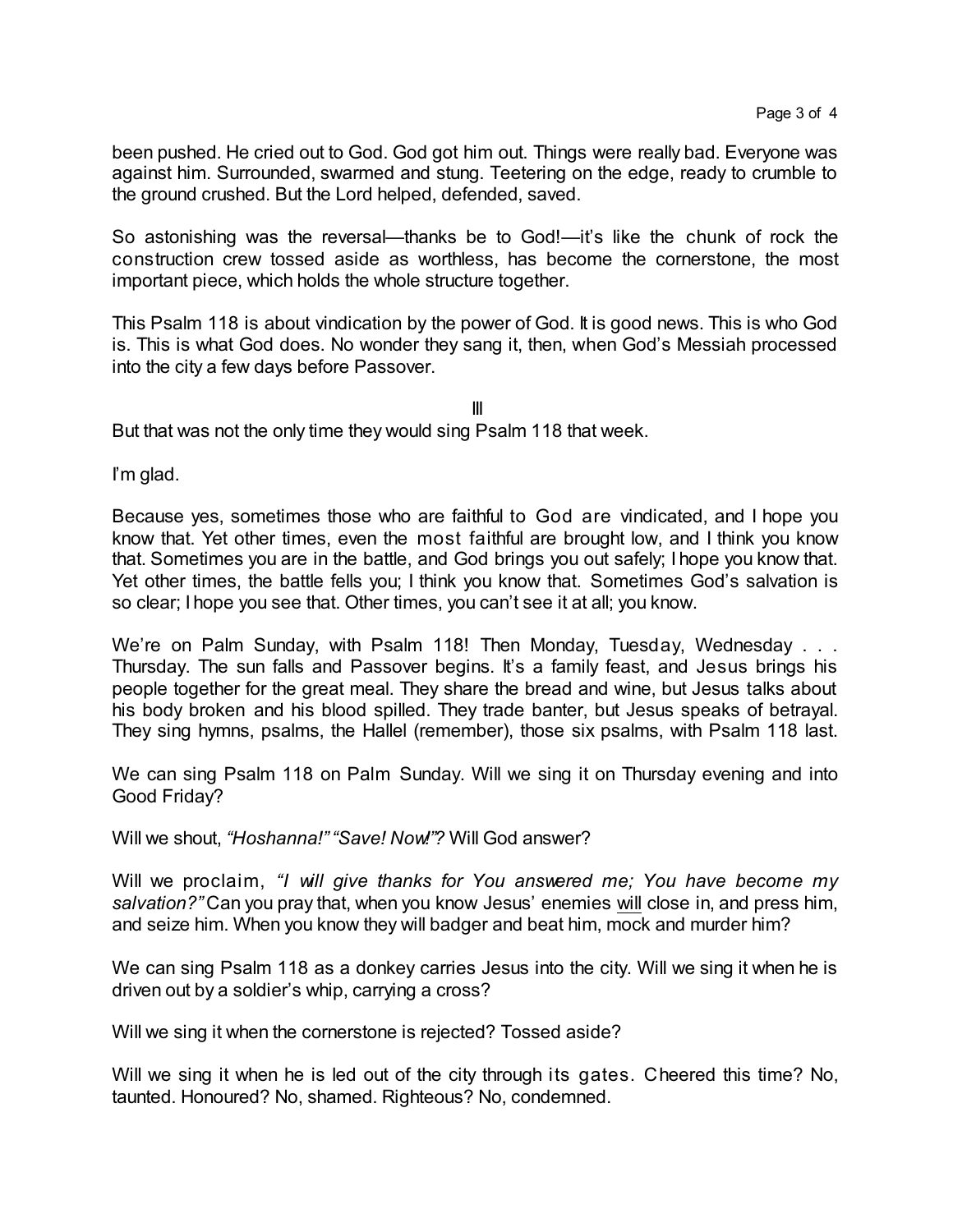been pushed. He cried out to God. God got him out. Things were really bad. Everyone was against him. Surrounded, swarmed and stung. Teetering on the edge, ready to crumble to the ground crushed. But the Lord helped, defended, saved.

So astonishing was the reversal—thanks be to God!—it's like the chunk of rock the construction crew tossed aside as worthless, has become the cornerstone, the most important piece, which holds the whole structure together.

This Psalm 118 is about vindication by the power of God. It is good news. This is who God is. This is what God does. No wonder they sang it, then, when God's Messiah processed into the city a few days before Passover.

III

But that was not the only time they would sing Psalm 118 that week.

I'm glad.

Because yes, sometimes those who are faithful to God are vindicated, and I hope you know that. Yet other times, even the most faithful are brought low, and I think you know that. Sometimes you are in the battle, and God brings you out safely; I hope you know that. Yet other times, the battle fells you; I think you know that. Sometimes God's salvation is so clear; I hope you see that. Other times, you can't see it at all; you know.

We're on Palm Sunday, with Psalm 118! Then Monday, Tuesday, Wednesday . . . Thursday. The sun falls and Passover begins. It's a family feast, and Jesus brings his people together for the great meal. They share the bread and wine, but Jesus talks about his body broken and his blood spilled. They trade banter, but Jesus speaks of betrayal. They sing hymns, psalms, the Hallel (remember), those six psalms, with Psalm 118 last.

We can sing Psalm 118 on Palm Sunday. Will we sing it on Thursday evening and into Good Friday?

Will we shout, *"Hoshanna!" "Save! Now!"*? Will God answer?

Will we proclaim, *"I will give thanks for You answered me; You have become my salvation?"* Can you pray that, when you know Jesus' enemies <u>will</u> close in, and press him, and seize him. When you know they will badger and beat him, mock and murder him?

We can sing Psalm 118 as a donkey carries Jesus into the city. Will we sing it when he is driven out by a soldier's whip, carrying a cross?

Will we sing it when the cornerstone is rejected? Tossed aside?

Will we sing it when he is led out of the city through its gates. Cheered this time? No, taunted. Honoured? No, shamed. Righteous? No, condemned.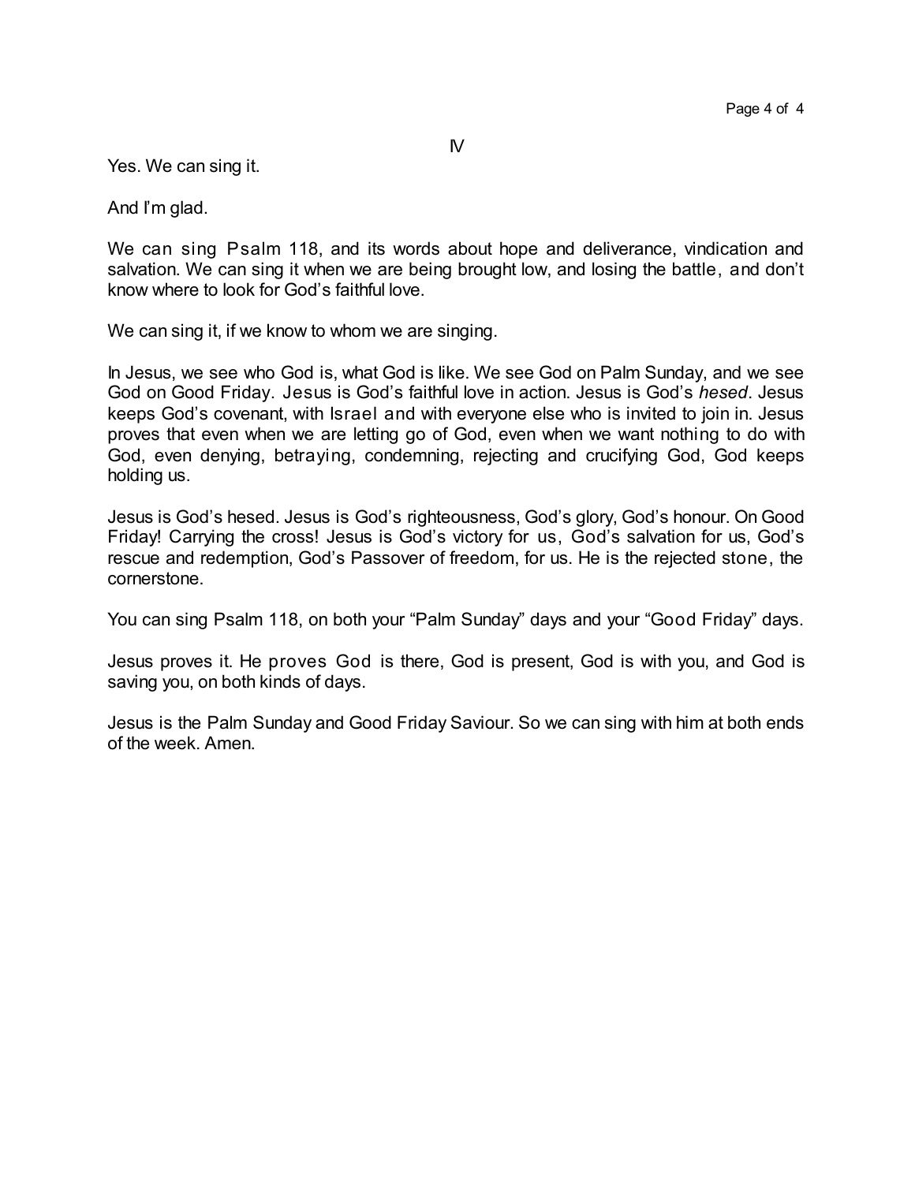## IV

Yes. We can sing it.

And I'm glad.

We can sing Psalm 118, and its words about hope and deliverance, vindication and salvation. We can sing it when we are being brought low, and losing the battle, and don't know where to look for God's faithful love.

We can sing it, if we know to whom we are singing.

In Jesus, we see who God is, what God is like. We see God on Palm Sunday, and we see God on Good Friday. Jesus is God's faithful love in action. Jesus is God's *hesed*. Jesus keeps God's covenant, with Israel and with everyone else who is invited to join in. Jesus proves that even when we are letting go of God, even when we want nothing to do with God, even denying, betraying, condemning, rejecting and crucifying God, God keeps holding us.

Jesus is God's hesed. Jesus is God's righteousness, God's glory, God's honour. On Good Friday! Carrying the cross! Jesus is God's victory for us, God's salvation for us, God's rescue and redemption, God's Passover of freedom, for us. He is the rejected stone, the cornerstone.

You can sing Psalm 118, on both your "Palm Sunday" days and your "Good Friday" days.

Jesus proves it. He proves God is there, God is present, God is with you, and God is saving you, on both kinds of days.

Jesus is the Palm Sunday and Good Friday Saviour. So we can sing with him at both ends of the week. Amen.